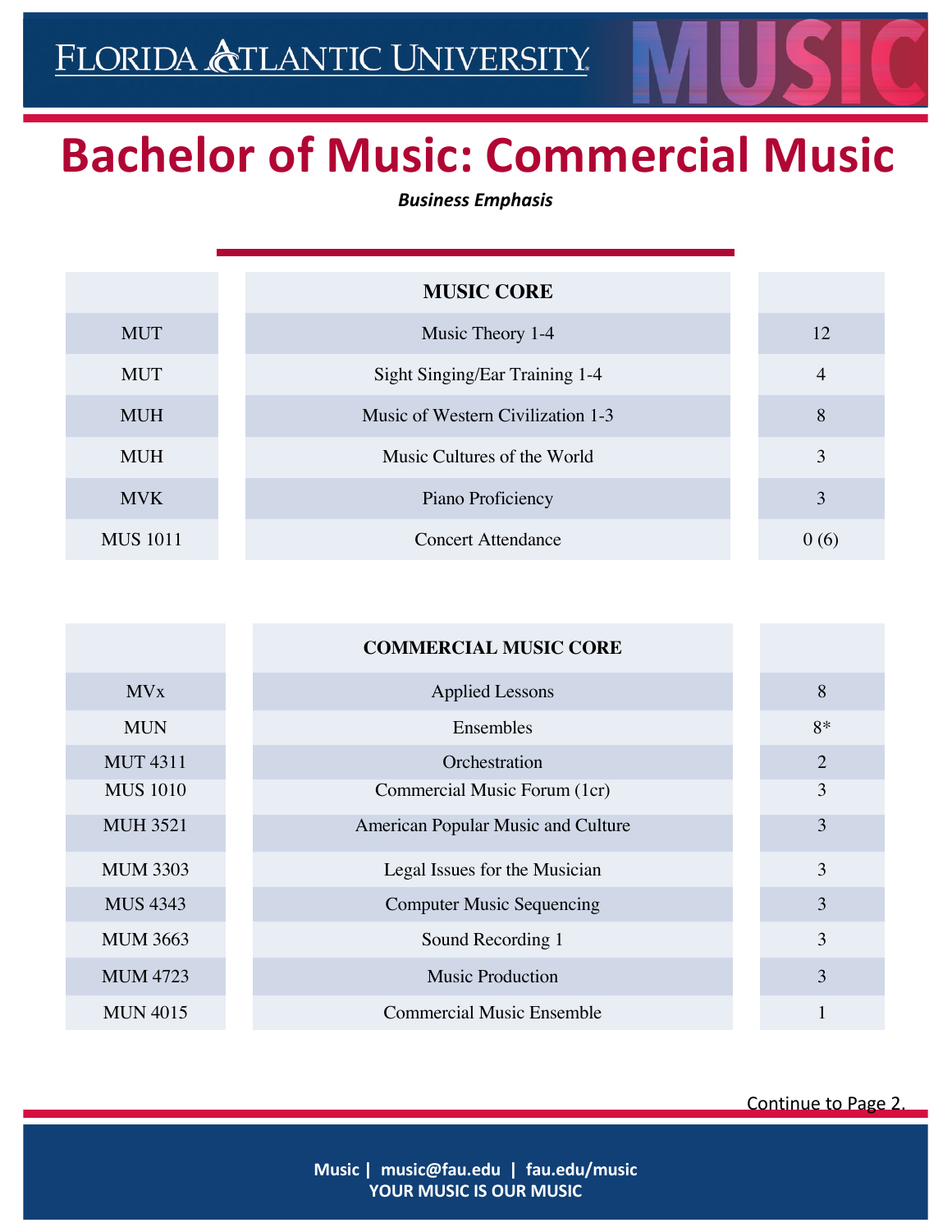# Bachelor of Music: Commercial Music

***Business Emphasis***

| | **MUSIC CORE** | |
|---|---|---|
| MUT | Music Theory 1-4 | 12 |
| MUT | Sight Singing/Ear Training 1-4 | 4 |
| MUH | Music of Western Civilization 1-3 | 8 |
| MUH | Music Cultures of the World | 3 |
| MVK | Piano Proficiency | 3 |
| MUS 1011 | Concert Attendance | 0 (6) |

| | **COMMERCIAL MUSIC CORE** | |
|---|---|---|
| MVx | Applied Lessons | 8 |
| MUN | Ensembles | 8* |
| MUT 4311 | Orchestration | 2 |
| MUS 1010 | Commercial Music Forum (1cr) | 3 |
| MUH 3521 | American Popular Music and Culture | 3 |
| MUM 3303 | Legal Issues for the Musician | 3 |
| MUS 4343 | Computer Music Sequencing | 3 |
| MUM 3663 | Sound Recording 1 | 3 |
| MUM 4723 | Music Production | 3 |
| MUN 4015 | Commercial Music Ensemble | 1 |

Continue to Page 2.

**Music | music@fau.edu | fau.edu/music**
**YOUR MUSIC IS OUR MUSIC**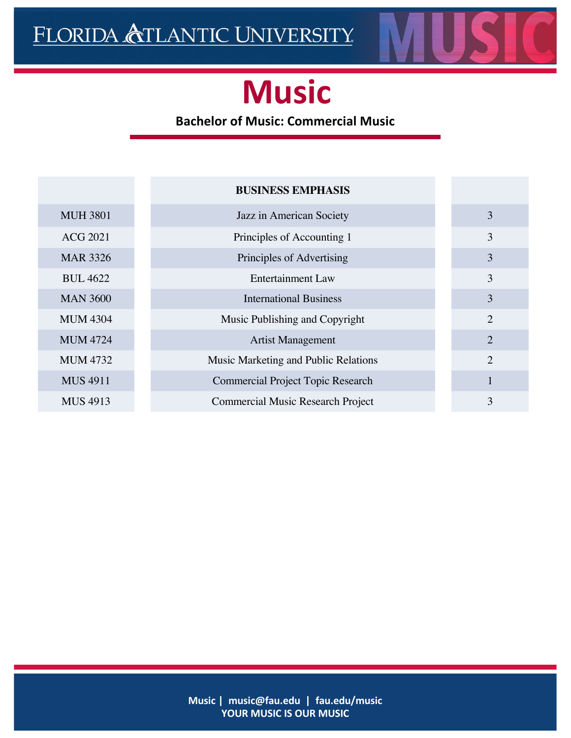# Music

**Bachelor of Music: Commercial Music**

| | **BUSINESS EMPHASIS** | |
|---|---|---|
| MUH 3801 | Jazz in American Society | 3 |
| ACG 2021 | Principles of Accounting 1 | 3 |
| MAR 3326 | Principles of Advertising | 3 |
| BUL 4622 | Entertainment Law | 3 |
| MAN 3600 | International Business | 3 |
| MUM 4304 | Music Publishing and Copyright | 2 |
| MUM 4724 | Artist Management | 2 |
| MUM 4732 | Music Marketing and Public Relations | 2 |
| MUS 4911 | Commercial Project Topic Research | 1 |
| MUS 4913 | Commercial Music Research Project | 3 |